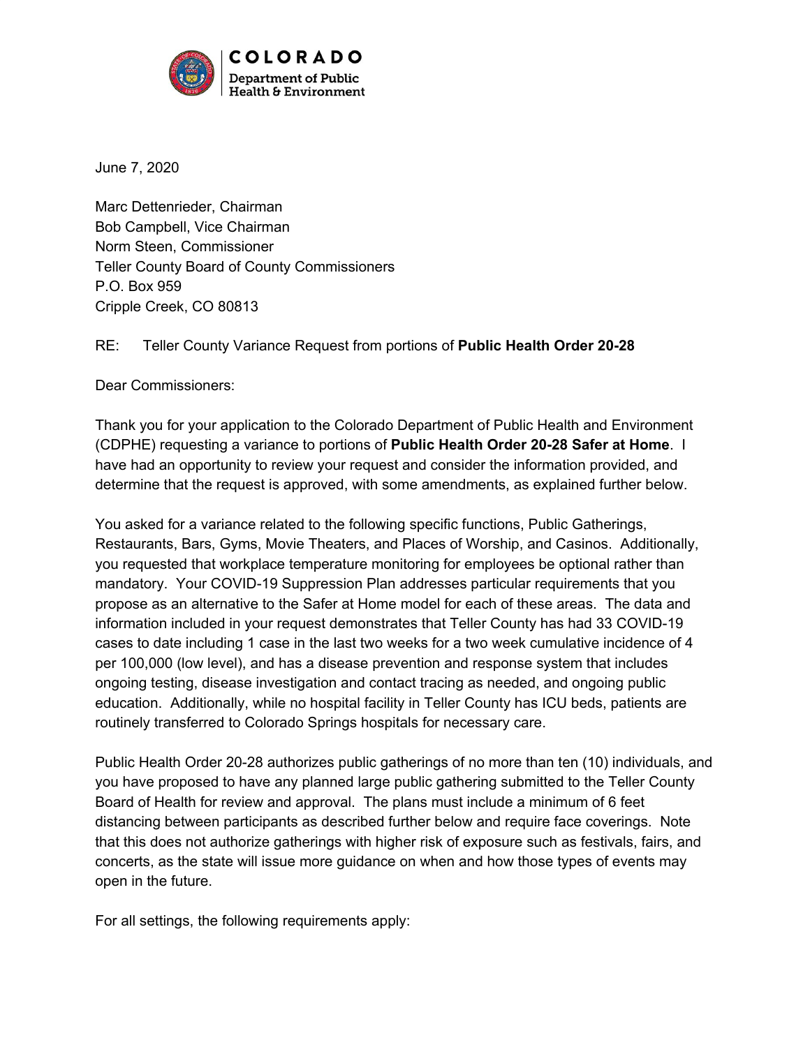COLORADO
Department of Public Health & Environment

June 7, 2020

Marc Dettenrieder, Chairman
Bob Campbell, Vice Chairman
Norm Steen, Commissioner
Teller County Board of County Commissioners
P.O. Box 959
Cripple Creek, CO 80813

RE: Teller County Variance Request from portions of **Public Health Order 20-28**

Dear Commissioners:

Thank you for your application to the Colorado Department of Public Health and Environment (CDPHE) requesting a variance to portions of **Public Health Order 20-28 Safer at Home**. I have had an opportunity to review your request and consider the information provided, and determine that the request is approved, with some amendments, as explained further below.

You asked for a variance related to the following specific functions, Public Gatherings, Restaurants, Bars, Gyms, Movie Theaters, and Places of Worship, and Casinos. Additionally, you requested that workplace temperature monitoring for employees be optional rather than mandatory. Your COVID-19 Suppression Plan addresses particular requirements that you propose as an alternative to the Safer at Home model for each of these areas. The data and information included in your request demonstrates that Teller County has had 33 COVID-19 cases to date including 1 case in the last two weeks for a two week cumulative incidence of 4 per 100,000 (low level), and has a disease prevention and response system that includes ongoing testing, disease investigation and contact tracing as needed, and ongoing public education. Additionally, while no hospital facility in Teller County has ICU beds, patients are routinely transferred to Colorado Springs hospitals for necessary care.

Public Health Order 20-28 authorizes public gatherings of no more than ten (10) individuals, and you have proposed to have any planned large public gathering submitted to the Teller County Board of Health for review and approval. The plans must include a minimum of 6 feet distancing between participants as described further below and require face coverings. Note that this does not authorize gatherings with higher risk of exposure such as festivals, fairs, and concerts, as the state will issue more guidance on when and how those types of events may open in the future.

For all settings, the following requirements apply: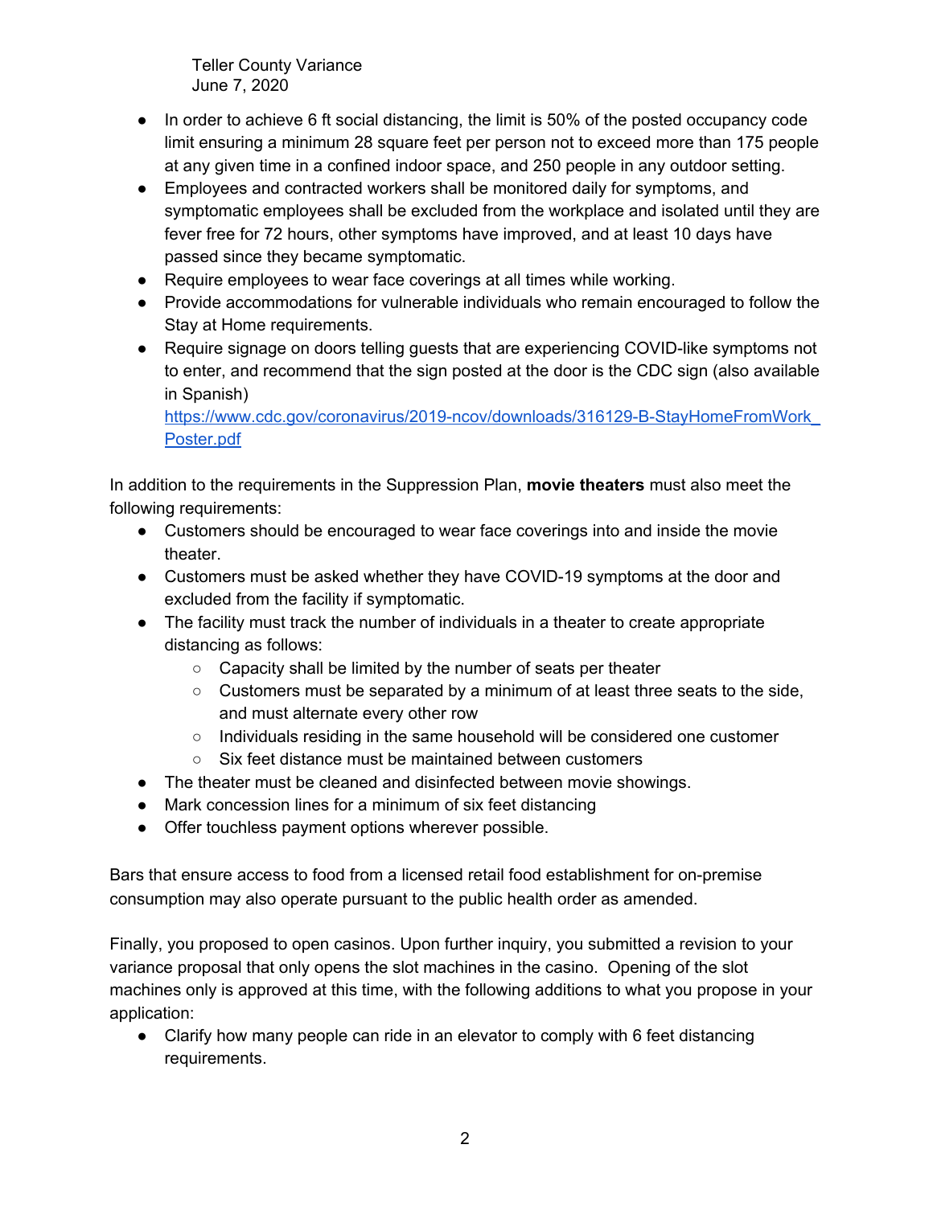- In order to achieve 6 ft social distancing, the limit is 50% of the posted occupancy code limit ensuring a minimum 28 square feet per person not to exceed more than 175 people at any given time in a confined indoor space, and 250 people in any outdoor setting.
- Employees and contracted workers shall be monitored daily for symptoms, and symptomatic employees shall be excluded from the workplace and isolated until they are fever free for 72 hours, other symptoms have improved, and at least 10 days have passed since they became symptomatic.
- Require employees to wear face coverings at all times while working.
- Provide accommodations for vulnerable individuals who remain encouraged to follow the Stay at Home requirements.
- Require signage on doors telling guests that are experiencing COVID-like symptoms not to enter, and recommend that the sign posted at the door is the CDC sign (also available in Spanish) [https://www.cdc.gov/coronavirus/2019-ncov/downloads/316129-B-StayHomeFromWork_Poster.pdf](https://www.cdc.gov/coronavirus/2019-ncov/downloads/316129-B-StayHomeFromWork_Poster.pdf)

In addition to the requirements in the Suppression Plan, **movie theaters** must also meet the following requirements:

- Customers should be encouraged to wear face coverings into and inside the movie theater.
- Customers must be asked whether they have COVID-19 symptoms at the door and excluded from the facility if symptomatic.
- The facility must track the number of individuals in a theater to create appropriate distancing as follows:
  - Capacity shall be limited by the number of seats per theater
  - Customers must be separated by a minimum of at least three seats to the side, and must alternate every other row
  - Individuals residing in the same household will be considered one customer
  - Six feet distance must be maintained between customers
- The theater must be cleaned and disinfected between movie showings.
- Mark concession lines for a minimum of six feet distancing
- Offer touchless payment options wherever possible.

Bars that ensure access to food from a licensed retail food establishment for on-premise consumption may also operate pursuant to the public health order as amended.

Finally, you proposed to open casinos. Upon further inquiry, you submitted a revision to your variance proposal that only opens the slot machines in the casino. Opening of the slot machines only is approved at this time, with the following additions to what you propose in your application:

- Clarify how many people can ride in an elevator to comply with 6 feet distancing requirements.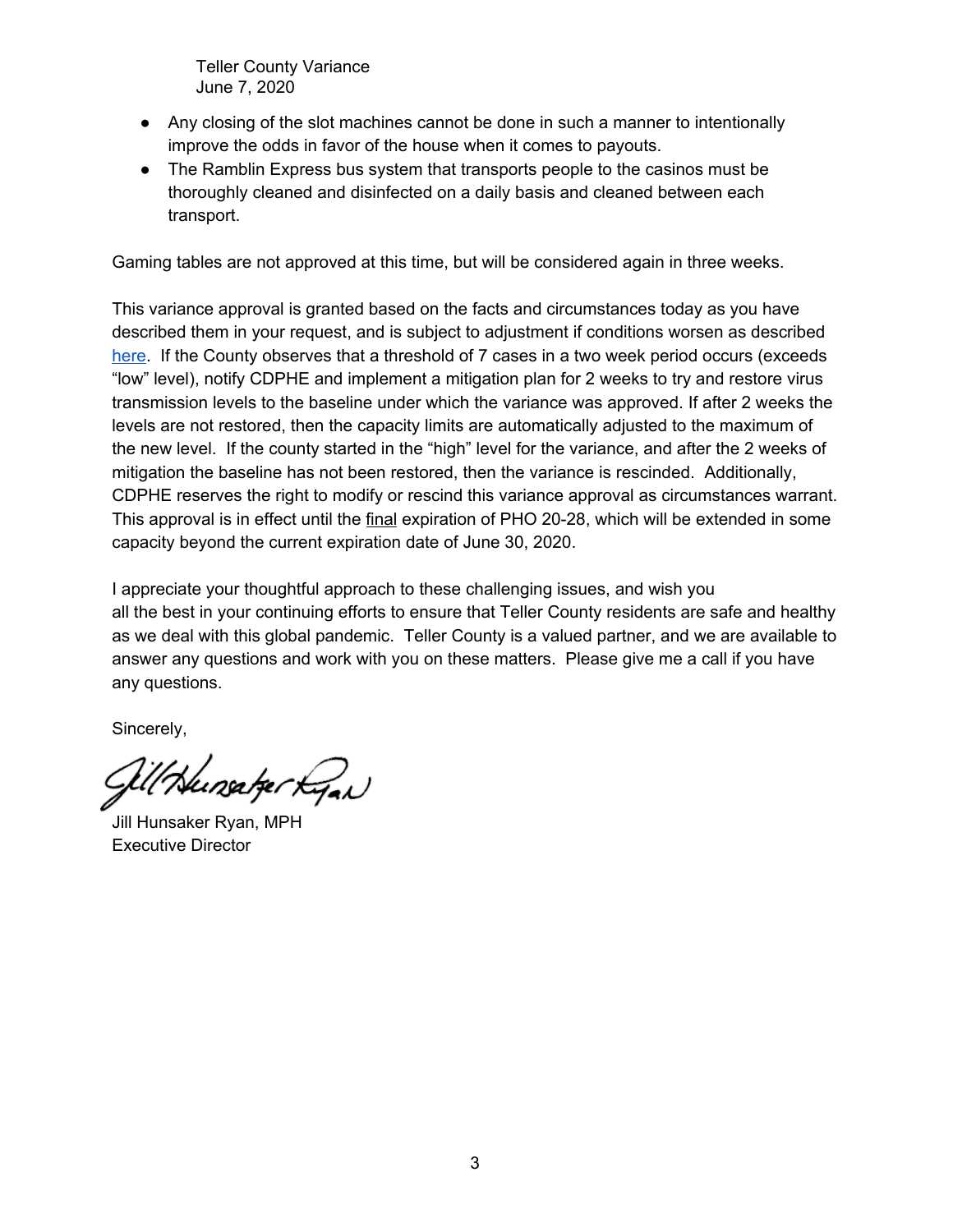- Any closing of the slot machines cannot be done in such a manner to intentionally improve the odds in favor of the house when it comes to payouts.
- The Ramblin Express bus system that transports people to the casinos must be thoroughly cleaned and disinfected on a daily basis and cleaned between each transport.

Gaming tables are not approved at this time, but will be considered again in three weeks.

This variance approval is granted based on the facts and circumstances today as you have described them in your request, and is subject to adjustment if conditions worsen as described here. If the County observes that a threshold of 7 cases in a two week period occurs (exceeds "low" level), notify CDPHE and implement a mitigation plan for 2 weeks to try and restore virus transmission levels to the baseline under which the variance was approved. If after 2 weeks the levels are not restored, then the capacity limits are automatically adjusted to the maximum of the new level. If the county started in the "high" level for the variance, and after the 2 weeks of mitigation the baseline has not been restored, then the variance is rescinded. Additionally, CDPHE reserves the right to modify or rescind this variance approval as circumstances warrant. This approval is in effect until the final expiration of PHO 20-28, which will be extended in some capacity beyond the current expiration date of June 30, 2020.

I appreciate your thoughtful approach to these challenging issues, and wish you all the best in your continuing efforts to ensure that Teller County residents are safe and healthy as we deal with this global pandemic. Teller County is a valued partner, and we are available to answer any questions and work with you on these matters. Please give me a call if you have any questions.

Sincerely,

Jill Hunsaker Ryan, MPH
Executive Director